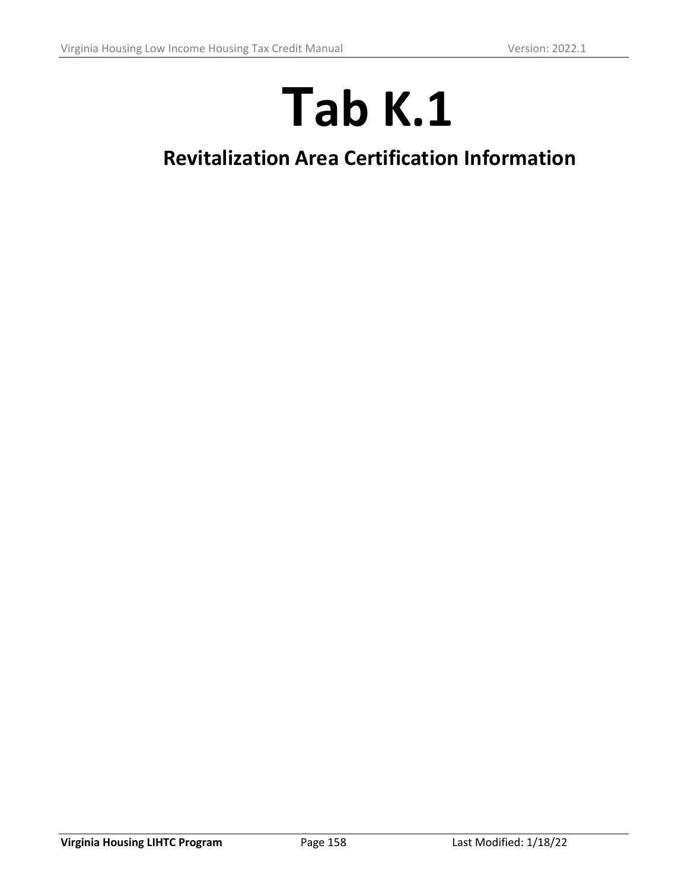# Tab K.1

## Revitalization Area Certification Information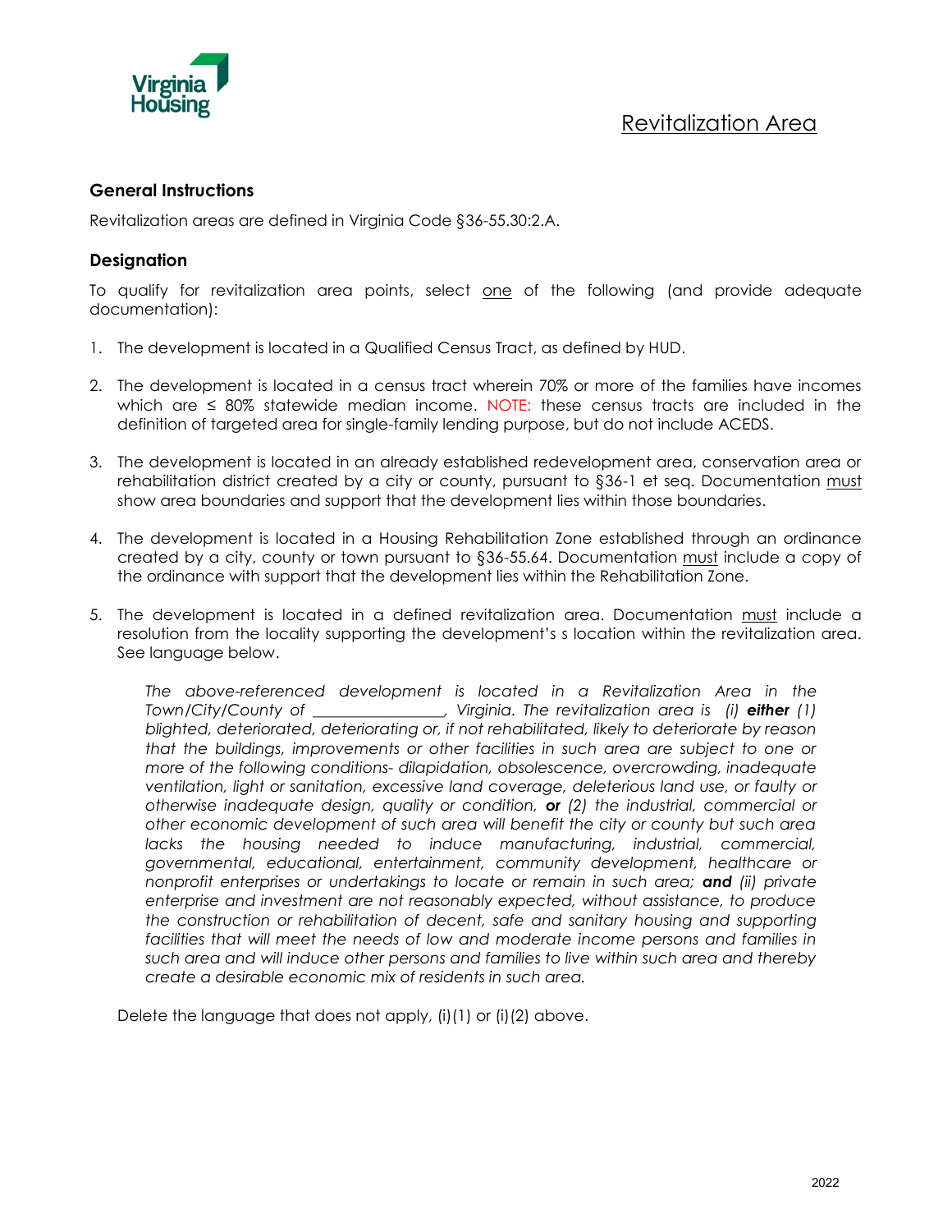Virginia Housing

# Revitalization Area

## General Instructions

Revitalization areas are defined in Virginia Code §36-55.30:2.A.

## Designation

To qualify for revitalization area points, select one of the following (and provide adequate documentation):

1. The development is located in a Qualified Census Tract, as defined by HUD.

2. The development is located in a census tract wherein 70% or more of the families have incomes which are ≤ 80% statewide median income. NOTE: these census tracts are included in the definition of targeted area for single-family lending purpose, but do not include ACEDS.

3. The development is located in an already established redevelopment area, conservation area or rehabilitation district created by a city or county, pursuant to §36-1 et seq. Documentation must show area boundaries and support that the development lies within those boundaries.

4. The development is located in a Housing Rehabilitation Zone established through an ordinance created by a city, county or town pursuant to §36-55.64. Documentation must include a copy of the ordinance with support that the development lies within the Rehabilitation Zone.

5. The development is located in a defined revitalization area. Documentation must include a resolution from the locality supporting the development's s location within the revitalization area. See language below.

   *The above-referenced development is located in a Revitalization Area in the Town/City/County of \_\_\_\_\_\_\_\_\_\_\_\_\_\_\_\_\_, Virginia. The revitalization area is (i)* ***either*** *(1) blighted, deteriorated, deteriorating or, if not rehabilitated, likely to deteriorate by reason that the buildings, improvements or other facilities in such area are subject to one or more of the following conditions- dilapidation, obsolescence, overcrowding, inadequate ventilation, light or sanitation, excessive land coverage, deleterious land use, or faulty or otherwise inadequate design, quality or condition,* ***or*** *(2) the industrial, commercial or other economic development of such area will benefit the city or county but such area lacks the housing needed to induce manufacturing, industrial, commercial, governmental, educational, entertainment, community development, healthcare or nonprofit enterprises or undertakings to locate or remain in such area;* ***and*** *(ii) private enterprise and investment are not reasonably expected, without assistance, to produce the construction or rehabilitation of decent, safe and sanitary housing and supporting facilities that will meet the needs of low and moderate income persons and families in such area and will induce other persons and families to live within such area and thereby create a desirable economic mix of residents in such area.*

   Delete the language that does not apply, (i)(1) or (i)(2) above.

2022